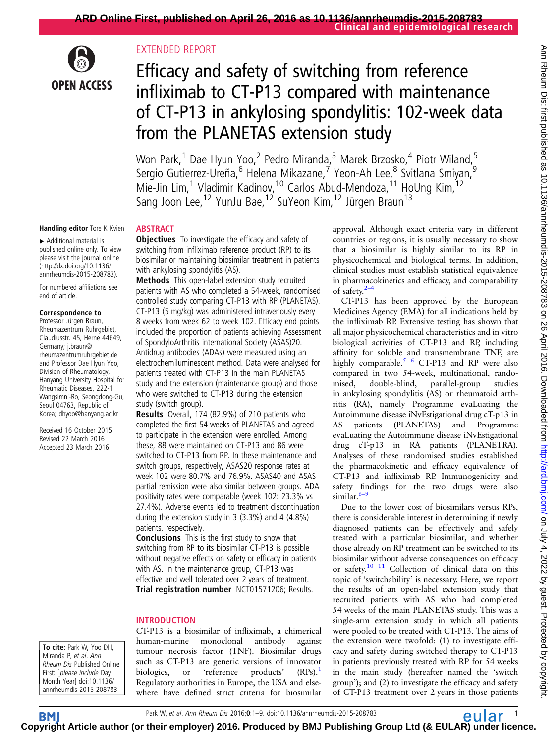EXTENDED REPORT

# Efficacy and safety of switching from reference infliximab to CT-P13 compared with maintenance of CT-P13 in ankylosing spondylitis: 102-week data from the PLANETAS extension study

Won Park,[1] Dae Hyun Yoo,[2] Pedro Miranda,[3] Marek Brzosko,[4] Piotr Wiland,[5] Sergio Gutierrez-Ureña,[6] Helena Mikazane,[7] Yeon-Ah Lee,[8] Svitlana Smiyan,[9] Mie-Jin Lim,[1] Vladimir Kadinov,[10] Carlos Abud-Mendoza,[11] HoUng Kim,[12] Sang Joon Lee,[12] YunJu Bae,[12] SuYeon Kim,[12] Jürgen Braun[13]

**Handling editor** Tore K Kvien

▸ Additional material is published online only. To view please visit the journal online (http://dx.doi.org/10.1136/annrheumdis-2015-208783).

For numbered affiliations see end of article.

**Correspondence to**
Professor Jürgen Braun, Rheumazentrum Ruhrgebiet, Claudiusstr. 45, Herne 44649, Germany; j.braun@rheumazentrumruhrgebiet.de and Professor Dae Hyun Yoo, Division of Rheumatology, Hanyang University Hospital for Rheumatic Diseases, 222-1 Wangsimni-Ro, Seongdong-Gu, Seoul 04763, Republic of Korea; dhyoo@hanyang.ac.kr

Received 16 October 2015
Revised 22 March 2016
Accepted 23 March 2016

## ABSTRACT

**Objectives** To investigate the efficacy and safety of switching from infliximab reference product (RP) to its biosimilar or maintaining biosimilar treatment in patients with ankylosing spondylitis (AS).

**Methods** This open-label extension study recruited patients with AS who completed a 54-week, randomised controlled study comparing CT-P13 with RP (PLANETAS). CT-P13 (5 mg/kg) was administered intravenously every 8 weeks from week 62 to week 102. Efficacy end points included the proportion of patients achieving Assessment of SpondyloArthritis international Society (ASAS)20. Antidrug antibodies (ADAs) were measured using an electrochemiluminescent method. Data were analysed for patients treated with CT-P13 in the main PLANETAS study and the extension (maintenance group) and those who were switched to CT-P13 during the extension study (switch group).

**Results** Overall, 174 (82.9%) of 210 patients who completed the first 54 weeks of PLANETAS and agreed to participate in the extension were enrolled. Among these, 88 were maintained on CT-P13 and 86 were switched to CT-P13 from RP. In these maintenance and switch groups, respectively, ASAS20 response rates at week 102 were 80.7% and 76.9%. ASAS40 and ASAS partial remission were also similar between groups. ADA positivity rates were comparable (week 102: 23.3% vs 27.4%). Adverse events led to treatment discontinuation during the extension study in 3 (3.3%) and 4 (4.8%) patients, respectively.

**Conclusions** This is the first study to show that switching from RP to its biosimilar CT-P13 is possible without negative effects on safety or efficacy in patients with AS. In the maintenance group, CT-P13 was effective and well tolerated over 2 years of treatment.

**Trial registration number** NCT01571206; Results.

## INTRODUCTION

CT-P13 is a biosimilar of infliximab, a chimerical human-murine monoclonal antibody against tumour necrosis factor (TNF). Biosimilar drugs such as CT-P13 are generic versions of innovator biologics, or 'reference products' (RPs).[1] Regulatory authorities in Europe, the USA and elsewhere have defined strict criteria for biosimilar approval. Although exact criteria vary in different countries or regions, it is usually necessary to show that a biosimilar is highly similar to its RP in physicochemical and biological terms. In addition, clinical studies must establish statistical equivalence in pharmacokinetics and efficacy, and comparability of safety.[2–4]

CT-P13 has been approved by the European Medicines Agency (EMA) for all indications held by the infliximab RP. Extensive testing has shown that all major physicochemical characteristics and in vitro biological activities of CT-P13 and RP, including affinity for soluble and transmembrane TNF, are highly comparable.[5 6] CT-P13 and RP were also compared in two 54-week, multinational, randomised, double-blind, parallel-group studies in ankylosing spondylitis (AS) or rheumatoid arthritis (RA), namely Programme evaLuating the Autoimmune disease iNvEstigational drug cT-p13 in AS patients (PLANETAS) and Programme evaLuating the Autoimmune disease iNvEstigational drug cT-p13 in RA patients (PLANETRA). Analyses of these randomised studies established the pharmacokinetic and efficacy equivalence of CT-P13 and infliximab RP. Immunogenicity and safety findings for the two drugs were also similar.[6–9]

Due to the lower cost of biosimilars versus RPs, there is considerable interest in determining if newly diagnosed patients can be effectively and safely treated with a particular biosimilar, and whether those already on RP treatment can be switched to its biosimilar without adverse consequences on efficacy or safety.[10 11] Collection of clinical data on this topic of 'switchability' is necessary. Here, we report the results of an open-label extension study that recruited patients with AS who had completed 54 weeks of the main PLANETAS study. This was a single-arm extension study in which all patients were pooled to be treated with CT-P13. The aims of the extension were twofold: (1) to investigate efficacy and safety during switched therapy to CT-P13 in patients previously treated with RP for 54 weeks in the main study (hereafter named the 'switch group'); and (2) to investigate the efficacy and safety of CT-P13 treatment over 2 years in those patients

**To cite:** Park W, Yoo DH, Miranda P, et al. Ann Rheum Dis Published Online First: [please include Day Month Year] doi:10.1136/annrheumdis-2015-208783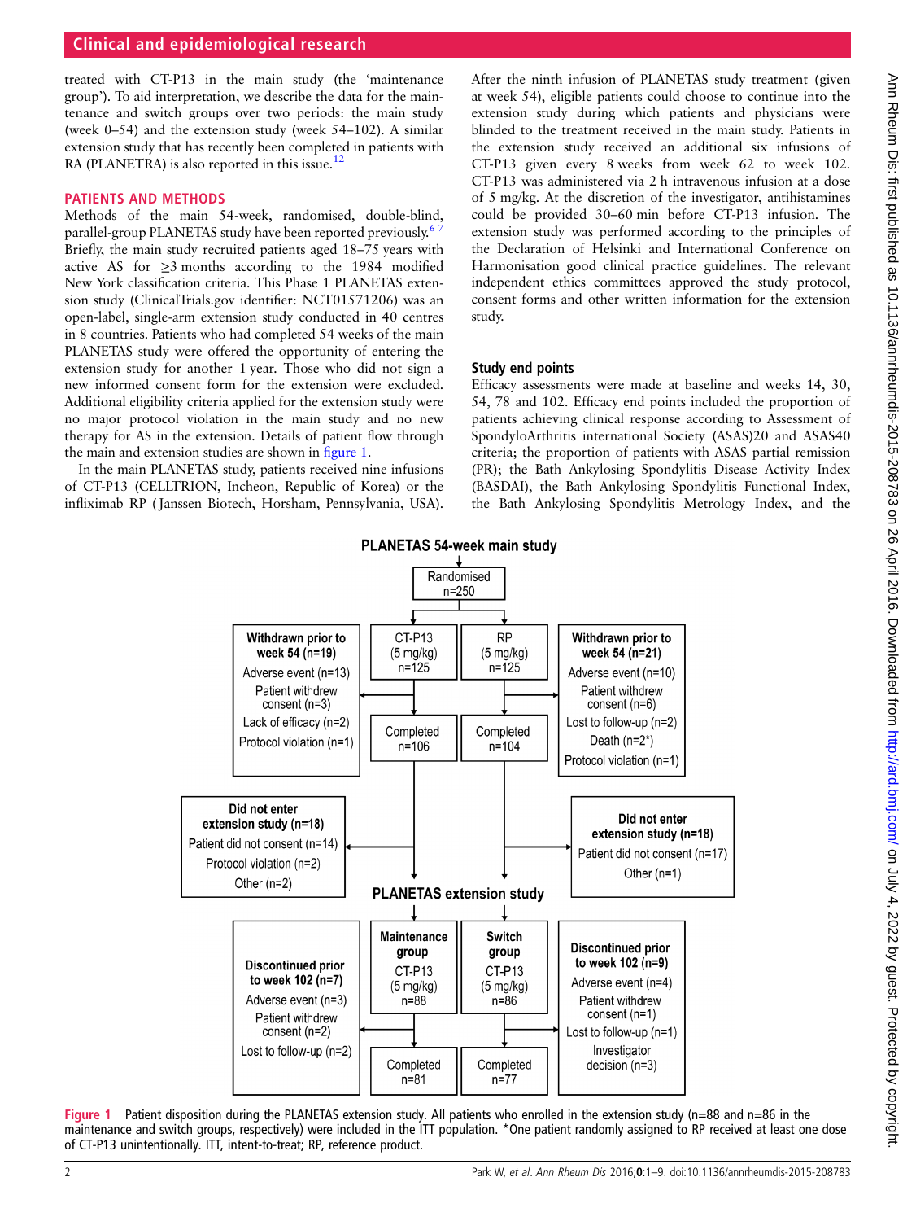treated with CT-P13 in the main study (the 'maintenance group'). To aid interpretation, we describe the data for the maintenance and switch groups over two periods: the main study (week 0–54) and the extension study (week 54–102). A similar extension study that has recently been completed in patients with RA (PLANETRA) is also reported in this issue.[12]

## PATIENTS AND METHODS

Methods of the main 54-week, randomised, double-blind, parallel-group PLANETAS study have been reported previously.[6 7] Briefly, the main study recruited patients aged 18–75 years with active AS for ≥3 months according to the 1984 modified New York classification criteria. This Phase 1 PLANETAS extension study (ClinicalTrials.gov identifier: NCT01571206) was an open-label, single-arm extension study conducted in 40 centres in 8 countries. Patients who had completed 54 weeks of the main PLANETAS study were offered the opportunity of entering the extension study for another 1 year. Those who did not sign a new informed consent form for the extension were excluded. Additional eligibility criteria applied for the extension study were no major protocol violation in the main study and no new therapy for AS in the extension. Details of patient flow through the main and extension studies are shown in figure 1.

In the main PLANETAS study, patients received nine infusions of CT-P13 (CELLTRION, Incheon, Republic of Korea) or the infliximab RP (Janssen Biotech, Horsham, Pennsylvania, USA). After the ninth infusion of PLANETAS study treatment (given at week 54), eligible patients could choose to continue into the extension study during which patients and physicians were blinded to the treatment received in the main study. Patients in the extension study received an additional six infusions of CT-P13 given every 8 weeks from week 62 to week 102. CT-P13 was administered via 2 h intravenous infusion at a dose of 5 mg/kg. At the discretion of the investigator, antihistamines could be provided 30–60 min before CT-P13 infusion. The extension study was performed according to the principles of the Declaration of Helsinki and International Conference on Harmonisation good clinical practice guidelines. The relevant independent ethics committees approved the study protocol, consent forms and other written information for the extension study.

### Study end points

Efficacy assessments were made at baseline and weeks 14, 30, 54, 78 and 102. Efficacy end points included the proportion of patients achieving clinical response according to Assessment of SpondyloArthritis international Society (ASAS)20 and ASAS40 criteria; the proportion of patients with ASAS partial remission (PR); the Bath Ankylosing Spondylitis Disease Activity Index (BASDAI), the Bath Ankylosing Spondylitis Functional Index, the Bath Ankylosing Spondylitis Metrology Index, and the

**PLANETAS 54-week main study**

Randomised n=250

- CT-P13 (5 mg/kg) n=125
  - Withdrawn prior to week 54 (n=19): Adverse event (n=13); Patient withdrew consent (n=3); Lack of efficacy (n=2); Protocol violation (n=1)
  - Completed n=106
  - Did not enter extension study (n=18): Patient did not consent (n=14); Protocol violation (n=2); Other (n=2)
- RP (5 mg/kg) n=125
  - Withdrawn prior to week 54 (n=21): Adverse event (n=10); Patient withdrew consent (n=6); Lost to follow-up (n=2); Death (n=2*); Protocol violation (n=1)
  - Completed n=104
  - Did not enter extension study (n=18): Patient did not consent (n=17); Other (n=1)

**PLANETAS extension study**

- Maintenance group CT-P13 (5 mg/kg) n=88
  - Discontinued prior to week 102 (n=7): Adverse event (n=3); Patient withdrew consent (n=2); Lost to follow-up (n=2)
  - Completed n=81
- Switch group CT-P13 (5 mg/kg) n=86
  - Discontinued prior to week 102 (n=9): Adverse event (n=4); Patient withdrew consent (n=1); Lost to follow-up (n=1); Investigator decision (n=3)
  - Completed n=77

**Figure 1** Patient disposition during the PLANETAS extension study. All patients who enrolled in the extension study (n=88 and n=86 in the maintenance and switch groups, respectively) were included in the ITT population. *One patient randomly assigned to RP received at least one dose of CT-P13 unintentionally. ITT, intent-to-treat; RP, reference product.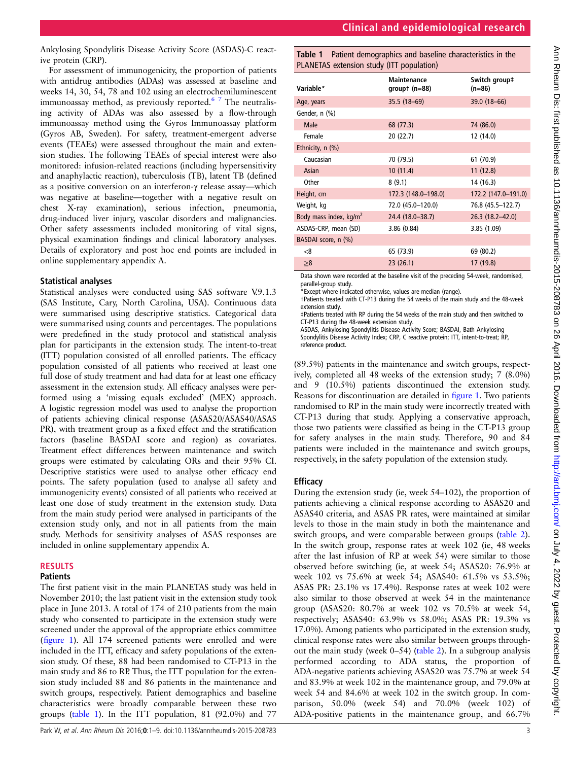Ankylosing Spondylitis Disease Activity Score (ASDAS)-C reactive protein (CRP).

For assessment of immunogenicity, the proportion of patients with antidrug antibodies (ADAs) was assessed at baseline and weeks 14, 30, 54, 78 and 102 using an electrochemiluminescent immunoassay method, as previously reported.[6 7] The neutralising activity of ADAs was also assessed by a flow-through immunoassay method using the Gyros Immunoassay platform (Gyros AB, Sweden). For safety, treatment-emergent adverse events (TEAEs) were assessed throughout the main and extension studies. The following TEAEs of special interest were also monitored: infusion-related reactions (including hypersensitivity and anaphylactic reaction), tuberculosis (TB), latent TB (defined as a positive conversion on an interferon-γ release assay—which was negative at baseline—together with a negative result on chest X-ray examination), serious infection, pneumonia, drug-induced liver injury, vascular disorders and malignancies. Other safety assessments included monitoring of vital signs, physical examination findings and clinical laboratory analyses. Details of exploratory and post hoc end points are included in online supplementary appendix A.

### Statistical analyses

Statistical analyses were conducted using SAS software V.9.1.3 (SAS Institute, Cary, North Carolina, USA). Continuous data were summarised using descriptive statistics. Categorical data were summarised using counts and percentages. The populations were predefined in the study protocol and statistical analysis plan for participants in the extension study. The intent-to-treat (ITT) population consisted of all enrolled patients. The efficacy population consisted of all patients who received at least one full dose of study treatment and had data for at least one efficacy assessment in the extension study. All efficacy analyses were performed using a 'missing equals excluded' (MEX) approach. A logistic regression model was used to analyse the proportion of patients achieving clinical response (ASAS20/ASAS40/ASAS PR), with treatment group as a fixed effect and the stratification factors (baseline BASDAI score and region) as covariates. Treatment effect differences between maintenance and switch groups were estimated by calculating ORs and their 95% CI. Descriptive statistics were used to analyse other efficacy end points. The safety population (used to analyse all safety and immunogenicity events) consisted of all patients who received at least one dose of study treatment in the extension study. Data from the main study period were analysed in participants of the extension study only, and not in all patients from the main study. Methods for sensitivity analyses of ASAS responses are included in online supplementary appendix A.

## RESULTS

### Patients

The first patient visit in the main PLANETAS study was held in November 2010; the last patient visit in the extension study took place in June 2013. A total of 174 of 210 patients from the main study who consented to participate in the extension study were screened under the approval of the appropriate ethics committee (figure 1). All 174 screened patients were enrolled and were included in the ITT, efficacy and safety populations of the extension study. Of these, 88 had been randomised to CT-P13 in the main study and 86 to RP. Thus, the ITT population for the extension study included 88 and 86 patients in the maintenance and switch groups, respectively. Patient demographics and baseline characteristics were broadly comparable between these two groups (table 1). In the ITT population, 81 (92.0%) and 77 (89.5%) patients in the maintenance and switch groups, respectively, completed all 48 weeks of the extension study; 7 (8.0%) and 9 (10.5%) patients discontinued the extension study. Reasons for discontinuation are detailed in figure 1. Two patients randomised to RP in the main study were incorrectly treated with CT-P13 during that study. Applying a conservative approach, those two patients were classified as being in the CT-P13 group for safety analyses in the main study. Therefore, 90 and 84 patients were included in the maintenance and switch groups, respectively, in the safety population of the extension study.

**Table 1** Patient demographics and baseline characteristics in the PLANETAS extension study (ITT population)

| Variable* | Maintenance group† (n=88) | Switch group‡ (n=86) |
|---|---|---|
| Age, years | 35.5 (18–69) | 39.0 (18–66) |
| Gender, n (%) | | |
| Male | 68 (77.3) | 74 (86.0) |
| Female | 20 (22.7) | 12 (14.0) |
| Ethnicity, n (%) | | |
| Caucasian | 70 (79.5) | 61 (70.9) |
| Asian | 10 (11.4) | 11 (12.8) |
| Other | 8 (9.1) | 14 (16.3) |
| Height, cm | 172.3 (148.0–198.0) | 172.2 (147.0–191.0) |
| Weight, kg | 72.0 (45.0–120.0) | 76.8 (45.5–122.7) |
| Body mass index, kg/m$^2$ | 24.4 (18.0–38.7) | 26.3 (18.2–42.0) |
| ASDAS-CRP, mean (SD) | 3.86 (0.84) | 3.85 (1.09) |
| BASDAI score, n (%) | | |
| <8 | 65 (73.9) | 69 (80.2) |
| ≥8 | 23 (26.1) | 17 (19.8) |

Data shown were recorded at the baseline visit of the preceding 54-week, randomised, parallel-group study.
*Except where indicated otherwise, values are median (range).
†Patients treated with CT-P13 during the 54 weeks of the main study and the 48-week extension study.
‡Patients treated with RP during the 54 weeks of the main study and then switched to CT-P13 during the 48-week extension study.
ASDAS, Ankylosing Spondylitis Disease Activity Score; BASDAI, Bath Ankylosing Spondylitis Disease Activity Index; CRP, C reactive protein; ITT, intent-to-treat; RP, reference product.

### Efficacy

During the extension study (ie, week 54–102), the proportion of patients achieving a clinical response according to ASAS20 and ASAS40 criteria, and ASAS PR rates, were maintained at similar levels to those in the main study in both the maintenance and switch groups, and were comparable between groups (table 2). In the switch group, response rates at week 102 (ie, 48 weeks after the last infusion of RP at week 54) were similar to those observed before switching (ie, at week 54; ASAS20: 76.9% at week 102 vs 75.6% at week 54; ASAS40: 61.5% vs 53.5%; ASAS PR: 23.1% vs 17.4%). Response rates at week 102 were also similar to those observed at week 54 in the maintenance group (ASAS20: 80.7% at week 102 vs 70.5% at week 54, respectively; ASAS40: 63.9% vs 58.0%; ASAS PR: 19.3% vs 17.0%). Among patients who participated in the extension study, clinical response rates were also similar between groups throughout the main study (week 0–54) (table 2). In a subgroup analysis performed according to ADA status, the proportion of ADA-negative patients achieving ASAS20 was 75.7% at week 54 and 83.9% at week 102 in the maintenance group, and 79.0% at week 54 and 84.6% at week 102 in the switch group. In comparison, 50.0% (week 54) and 70.0% (week 102) of ADA-positive patients in the maintenance group, and 66.7%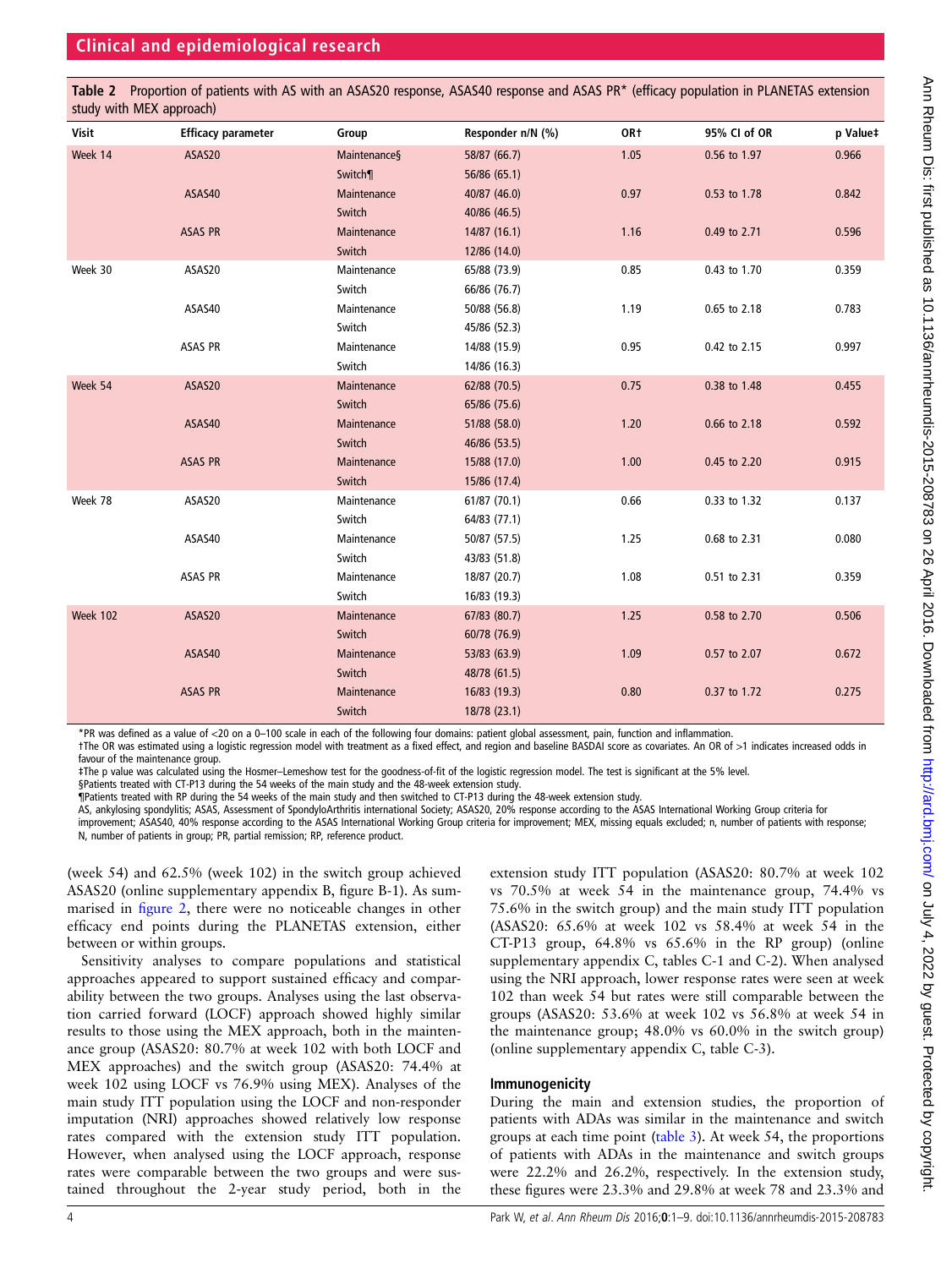**Table 2** Proportion of patients with AS with an ASAS20 response, ASAS40 response and ASAS PR* (efficacy population in PLANETAS extension study with MEX approach)

| Visit | Efficacy parameter | Group | Responder n/N (%) | OR† | 95% CI of OR | p Value‡ |
|---|---|---|---|---|---|---|
| Week 14 | ASAS20 | Maintenance§ | 58/87 (66.7) | 1.05 | 0.56 to 1.97 | 0.966 |
| | | Switch¶ | 56/86 (65.1) | | | |
| | ASAS40 | Maintenance | 40/87 (46.0) | 0.97 | 0.53 to 1.78 | 0.842 |
| | | Switch | 40/86 (46.5) | | | |
| | ASAS PR | Maintenance | 14/87 (16.1) | 1.16 | 0.49 to 2.71 | 0.596 |
| | | Switch | 12/86 (14.0) | | | |
| Week 30 | ASAS20 | Maintenance | 65/88 (73.9) | 0.85 | 0.43 to 1.70 | 0.359 |
| | | Switch | 66/86 (76.7) | | | |
| | ASAS40 | Maintenance | 50/88 (56.8) | 1.19 | 0.65 to 2.18 | 0.783 |
| | | Switch | 45/86 (52.3) | | | |
| | ASAS PR | Maintenance | 14/88 (15.9) | 0.95 | 0.42 to 2.15 | 0.997 |
| | | Switch | 14/86 (16.3) | | | |
| Week 54 | ASAS20 | Maintenance | 62/88 (70.5) | 0.75 | 0.38 to 1.48 | 0.455 |
| | | Switch | 65/86 (75.6) | | | |
| | ASAS40 | Maintenance | 51/88 (58.0) | 1.20 | 0.66 to 2.18 | 0.592 |
| | | Switch | 46/86 (53.5) | | | |
| | ASAS PR | Maintenance | 15/88 (17.0) | 1.00 | 0.45 to 2.20 | 0.915 |
| | | Switch | 15/86 (17.4) | | | |
| Week 78 | ASAS20 | Maintenance | 61/87 (70.1) | 0.66 | 0.33 to 1.32 | 0.137 |
| | | Switch | 64/83 (77.1) | | | |
| | ASAS40 | Maintenance | 50/87 (57.5) | 1.25 | 0.68 to 2.31 | 0.080 |
| | | Switch | 43/83 (51.8) | | | |
| | ASAS PR | Maintenance | 18/87 (20.7) | 1.08 | 0.51 to 2.31 | 0.359 |
| | | Switch | 16/83 (19.3) | | | |
| Week 102 | ASAS20 | Maintenance | 67/83 (80.7) | 1.25 | 0.58 to 2.70 | 0.506 |
| | | Switch | 60/78 (76.9) | | | |
| | ASAS40 | Maintenance | 53/83 (63.9) | 1.09 | 0.57 to 2.07 | 0.672 |
| | | Switch | 48/78 (61.5) | | | |
| | ASAS PR | Maintenance | 16/83 (19.3) | 0.80 | 0.37 to 1.72 | 0.275 |
| | | Switch | 18/78 (23.1) | | | |

*PR was defined as a value of <20 on a 0–100 scale in each of the following four domains: patient global assessment, pain, function and inflammation.
†The OR was estimated using a logistic regression model with treatment as a fixed effect, and region and baseline BASDAI score as covariates. An OR of >1 indicates increased odds in favour of the maintenance group.
‡The p value was calculated using the Hosmer–Lemeshow test for the goodness-of-fit of the logistic regression model. The test is significant at the 5% level.
§Patients treated with CT-P13 during the 54 weeks of the main study and the 48-week extension study.
¶Patients treated with RP during the 54 weeks of the main study and then switched to CT-P13 during the 48-week extension study.
AS, ankylosing spondylitis; ASAS, Assessment of SpondyloArthritis international Society; ASAS20, 20% response according to the ASAS International Working Group criteria for improvement; ASAS40, 40% response according to the ASAS International Working Group criteria for improvement; MEX, missing equals excluded; n, number of patients with response; N, number of patients in group; PR, partial remission; RP, reference product.

(week 54) and 62.5% (week 102) in the switch group achieved ASAS20 (online supplementary appendix B, figure B-1). As summarised in figure 2, there were no noticeable changes in other efficacy end points during the PLANETAS extension, either between or within groups.

Sensitivity analyses to compare populations and statistical approaches appeared to support sustained efficacy and comparability between the two groups. Analyses using the last observation carried forward (LOCF) approach showed highly similar results to those using the MEX approach, both in the maintenance group (ASAS20: 80.7% at week 102 with both LOCF and MEX approaches) and the switch group (ASAS20: 74.4% at week 102 using LOCF vs 76.9% using MEX). Analyses of the main study ITT population using the LOCF and non-responder imputation (NRI) approaches showed relatively low response rates compared with the extension study ITT population. However, when analysed using the LOCF approach, response rates were comparable between the two groups and were sustained throughout the 2-year study period, both in the extension study ITT population (ASAS20: 80.7% at week 102 vs 70.5% at week 54 in the maintenance group, 74.4% vs 75.6% in the switch group) and the main study ITT population (ASAS20: 65.6% at week 102 vs 58.4% at week 54 in the CT-P13 group, 64.8% vs 65.6% in the RP group) (online supplementary appendix C, tables C-1 and C-2). When analysed using the NRI approach, lower response rates were seen at week 102 than week 54 but rates were still comparable between the groups (ASAS20: 53.6% at week 102 vs 56.8% at week 54 in the maintenance group; 48.0% vs 60.0% in the switch group) (online supplementary appendix C, table C-3).

### Immunogenicity

During the main and extension studies, the proportion of patients with ADAs was similar in the maintenance and switch groups at each time point (table 3). At week 54, the proportions of patients with ADAs in the maintenance and switch groups were 22.2% and 26.2%, respectively. In the extension study, these figures were 23.3% and 29.8% at week 78 and 23.3% and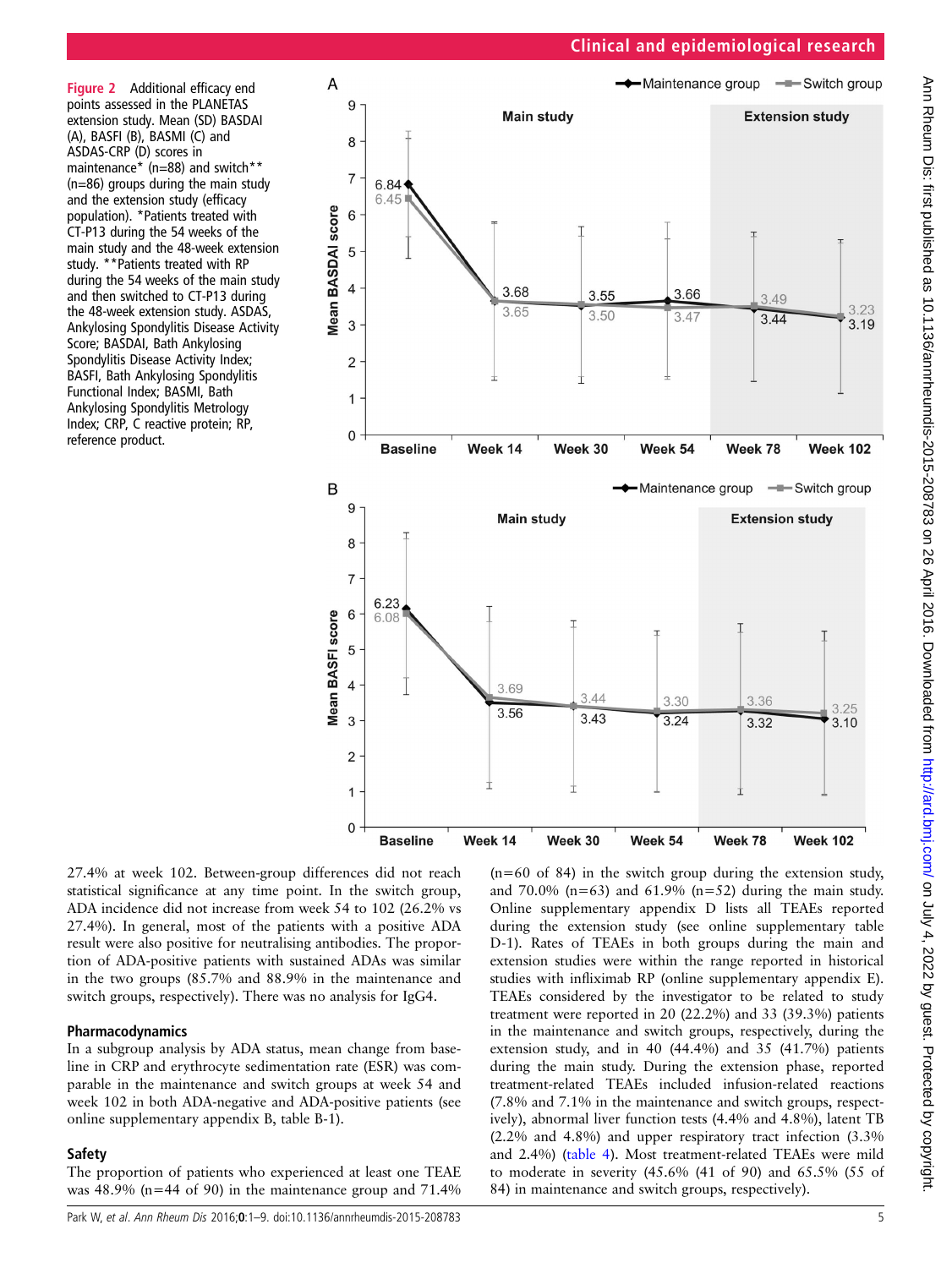Figure 2 Additional efficacy end points assessed in the PLANETAS extension study. Mean (SD) BASDAI (A), BASFI (B), BASMI (C) and ASDAS-CRP (D) scores in maintenance* (n=88) and switch** (n=86) groups during the main study and the extension study (efficacy population). *Patients treated with CT-P13 during the 54 weeks of the main study and the 48-week extension study. **Patients treated with RP during the 54 weeks of the main study and then switched to CT-P13 during the 48-week extension study. ASDAS, Ankylosing Spondylitis Disease Activity Score; BASDAI, Bath Ankylosing Spondylitis Disease Activity Index; BASFI, Bath Ankylosing Spondylitis Functional Index; BASMI, Bath Ankylosing Spondylitis Metrology Index; CRP, C reactive protein; RP, reference product.

27.4% at week 102. Between-group differences did not reach statistical significance at any time point. In the switch group, ADA incidence did not increase from week 54 to 102 (26.2% vs 27.4%). In general, most of the patients with a positive ADA result were also positive for neutralising antibodies. The proportion of ADA-positive patients with sustained ADAs was similar in the two groups (85.7% and 88.9% in the maintenance and switch groups, respectively). There was no analysis for IgG4.

### Pharmacodynamics

In a subgroup analysis by ADA status, mean change from baseline in CRP and erythrocyte sedimentation rate (ESR) was comparable in the maintenance and switch groups at week 54 and week 102 in both ADA-negative and ADA-positive patients (see online supplementary appendix B, table B-1).

### Safety

The proportion of patients who experienced at least one TEAE was 48.9% (n=44 of 90) in the maintenance group and 71.4% (n=60 of 84) in the switch group during the extension study, and 70.0% (n=63) and 61.9% (n=52) during the main study. Online supplementary appendix D lists all TEAEs reported during the extension study (see online supplementary table D-1). Rates of TEAEs in both groups during the main and extension studies were within the range reported in historical studies with infliximab RP (online supplementary appendix E). TEAEs considered by the investigator to be related to study treatment were reported in 20 (22.2%) and 33 (39.3%) patients in the maintenance and switch groups, respectively, during the extension study, and in 40 (44.4%) and 35 (41.7%) patients during the main study. During the extension phase, reported treatment-related TEAEs included infusion-related reactions (7.8% and 7.1% in the maintenance and switch groups, respectively), abnormal liver function tests (4.4% and 4.8%), latent TB (2.2% and 4.8%) and upper respiratory tract infection (3.3% and 2.4%) (table 4). Most treatment-related TEAEs were mild to moderate in severity (45.6% (41 of 90) and 65.5% (55 of 84) in maintenance and switch groups, respectively).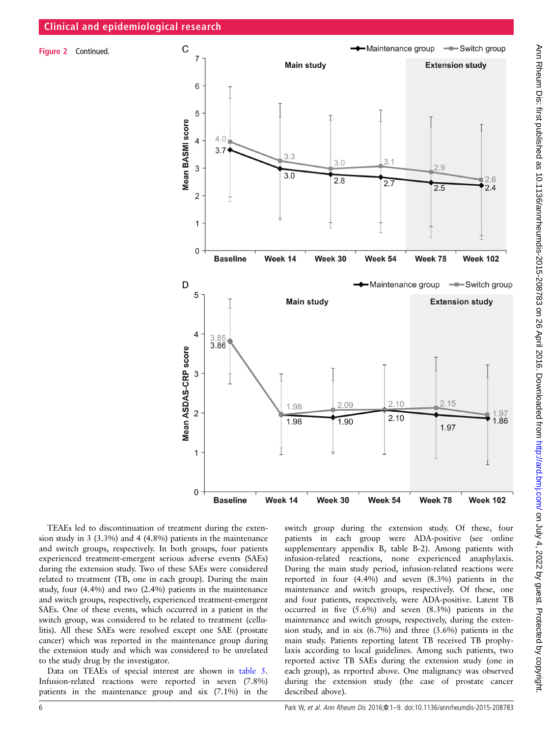**Figure 2** Continued.

TEAEs led to discontinuation of treatment during the extension study in 3 (3.3%) and 4 (4.8%) patients in the maintenance and switch groups, respectively. In both groups, four patients experienced treatment-emergent serious adverse events (SAEs) during the extension study. Two of these SAEs were considered related to treatment (TB, one in each group). During the main study, four (4.4%) and two (2.4%) patients in the maintenance and switch groups, respectively, experienced treatment-emergent SAEs. One of these events, which occurred in a patient in the switch group, was considered to be related to treatment (cellulitis). All these SAEs were resolved except one SAE (prostate cancer) which was reported in the maintenance group during the extension study and which was considered to be unrelated to the study drug by the investigator.

Data on TEAEs of special interest are shown in table 5. Infusion-related reactions were reported in seven (7.8%) patients in the maintenance group and six (7.1%) in the switch group during the extension study. Of these, four patients in each group were ADA-positive (see online supplementary appendix B, table B-2). Among patients with infusion-related reactions, none experienced anaphylaxis. During the main study period, infusion-related reactions were reported in four (4.4%) and seven (8.3%) patients in the maintenance and switch groups, respectively. Of these, one and four patients, respectively, were ADA-positive. Latent TB occurred in five (5.6%) and seven (8.3%) patients in the maintenance and switch groups, respectively, during the extension study, and in six (6.7%) and three (3.6%) patients in the main study. Patients reporting latent TB received TB prophylaxis according to local guidelines. Among such patients, two reported active TB SAEs during the extension study (one in each group), as reported above. One malignancy was observed during the extension study (the case of prostate cancer described above).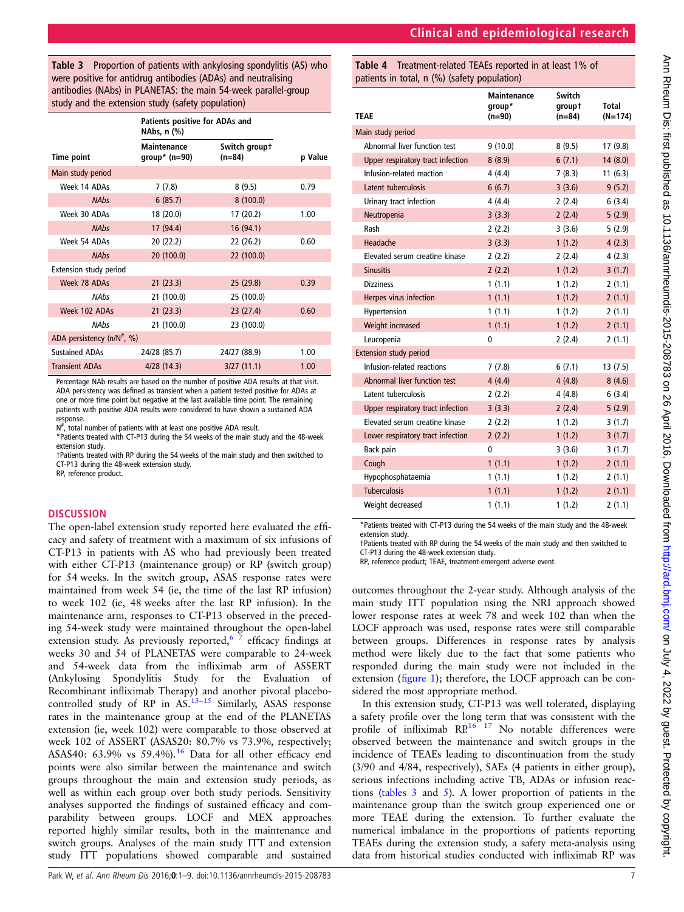**Table 3** Proportion of patients with ankylosing spondylitis (AS) who were positive for antidrug antibodies (ADAs) and neutralising antibodies (NAbs) in PLANETAS: the main 54-week parallel-group study and the extension study (safety population)

| | Patients positive for ADAs and NAbs, n (%) | | |
|---|---|---|---|
| Time point | Maintenance group* (n=90) | Switch group† (n=84) | p Value |
| Main study period | | | |
| Week 14 ADAs | 7 (7.8) | 8 (9.5) | 0.79 |
| *NAbs* | 6 (85.7) | 8 (100.0) | |
| Week 30 ADAs | 18 (20.0) | 17 (20.2) | 1.00 |
| *NAbs* | 17 (94.4) | 16 (94.1) | |
| Week 54 ADAs | 20 (22.2) | 22 (26.2) | 0.60 |
| *NAbs* | 20 (100.0) | 22 (100.0) | |
| Extension study period | | | |
| Week 78 ADAs | 21 (23.3) | 25 (29.8) | 0.39 |
| *NAbs* | 21 (100.0) | 25 (100.0) | |
| Week 102 ADAs | 21 (23.3) | 23 (27.4) | 0.60 |
| *NAbs* | 21 (100.0) | 23 (100.0) | |
| ADA persistency (n/N#, %) | | | |
| Sustained ADAs | 24/28 (85.7) | 24/27 (88.9) | 1.00 |
| Transient ADAs | 4/28 (14.3) | 3/27 (11.1) | 1.00 |

Percentage NAb results are based on the number of positive ADA results at that visit. ADA persistency was defined as transient when a patient tested positive for ADAs at one or more time point but negative at the last available time point. The remaining patients with positive ADA results were considered to have shown a sustained ADA response.
N#, total number of patients with at least one positive ADA result.
*Patients treated with CT-P13 during the 54 weeks of the main study and the 48-week extension study.
†Patients treated with RP during the 54 weeks of the main study and then switched to CT-P13 during the 48-week extension study.
RP, reference product.

**Table 4** Treatment-related TEAEs reported in at least 1% of patients in total, n (%) (safety population)

| TEAE | Maintenance group* (n=90) | Switch group† (n=84) | Total (N=174) |
|---|---|---|---|
| Main study period | | | |
| Abnormal liver function test | 9 (10.0) | 8 (9.5) | 17 (9.8) |
| Upper respiratory tract infection | 8 (8.9) | 6 (7.1) | 14 (8.0) |
| Infusion-related reaction | 4 (4.4) | 7 (8.3) | 11 (6.3) |
| Latent tuberculosis | 6 (6.7) | 3 (3.6) | 9 (5.2) |
| Urinary tract infection | 4 (4.4) | 2 (2.4) | 6 (3.4) |
| Neutropenia | 3 (3.3) | 2 (2.4) | 5 (2.9) |
| Rash | 2 (2.2) | 3 (3.6) | 5 (2.9) |
| Headache | 3 (3.3) | 1 (1.2) | 4 (2.3) |
| Elevated serum creatine kinase | 2 (2.2) | 2 (2.4) | 4 (2.3) |
| Sinusitis | 2 (2.2) | 1 (1.2) | 3 (1.7) |
| Dizziness | 1 (1.1) | 1 (1.2) | 2 (1.1) |
| Herpes virus infection | 1 (1.1) | 1 (1.2) | 2 (1.1) |
| Hypertension | 1 (1.1) | 1 (1.2) | 2 (1.1) |
| Weight increased | 1 (1.1) | 1 (1.2) | 2 (1.1) |
| Leucopenia | 0 | 2 (2.4) | 2 (1.1) |
| Extension study period | | | |
| Infusion-related reactions | 7 (7.8) | 6 (7.1) | 13 (7.5) |
| Abnormal liver function test | 4 (4.4) | 4 (4.8) | 8 (4.6) |
| Latent tuberculosis | 2 (2.2) | 4 (4.8) | 6 (3.4) |
| Upper respiratory tract infection | 3 (3.3) | 2 (2.4) | 5 (2.9) |
| Elevated serum creatine kinase | 2 (2.2) | 1 (1.2) | 3 (1.7) |
| Lower respiratory tract infection | 2 (2.2) | 1 (1.2) | 3 (1.7) |
| Back pain | 0 | 3 (3.6) | 3 (1.7) |
| Cough | 1 (1.1) | 1 (1.2) | 2 (1.1) |
| Hypophosphataemia | 1 (1.1) | 1 (1.2) | 2 (1.1) |
| Tuberculosis | 1 (1.1) | 1 (1.2) | 2 (1.1) |
| Weight decreased | 1 (1.1) | 1 (1.2) | 2 (1.1) |

*Patients treated with CT-P13 during the 54 weeks of the main study and the 48-week extension study.
†Patients treated with RP during the 54 weeks of the main study and then switched to CT-P13 during the 48-week extension study.
RP, reference product; TEAE, treatment-emergent adverse event.

## DISCUSSION

The open-label extension study reported here evaluated the efficacy and safety of treatment with a maximum of six infusions of CT-P13 in patients with AS who had previously been treated with either CT-P13 (maintenance group) or RP (switch group) for 54 weeks. In the switch group, ASAS response rates were maintained from week 54 (ie, the time of the last RP infusion) to week 102 (ie, 48 weeks after the last RP infusion). In the maintenance arm, responses to CT-P13 observed in the preceding 54-week study were maintained throughout the open-label extension study. As previously reported,[6 7] efficacy findings at weeks 30 and 54 of PLANETAS were comparable to 24-week and 54-week data from the infliximab arm of ASSERT (Ankylosing Spondylitis Study for the Evaluation of Recombinant infliximab Therapy) and another pivotal placebo-controlled study of RP in AS.[13–15] Similarly, ASAS response rates in the maintenance group at the end of the PLANETAS extension (ie, week 102) were comparable to those observed at week 102 of ASSERT (ASAS20: 80.7% vs 73.9%, respectively; ASAS40: 63.9% vs 59.4%).[16] Data for all other efficacy end points were also similar between the maintenance and switch groups throughout the main and extension study periods, as well as within each group over both study periods. Sensitivity analyses supported the findings of sustained efficacy and comparability between groups. LOCF and MEX approaches reported highly similar results, both in the maintenance and switch groups. Analyses of the main study ITT and extension study ITT populations showed comparable and sustained outcomes throughout the 2-year study. Although analysis of the main study ITT population using the NRI approach showed lower response rates at week 78 and week 102 than when the LOCF approach was used, response rates were still comparable between groups. Differences in response rates by analysis method were likely due to the fact that some patients who responded during the main study were not included in the extension (figure 1); therefore, the LOCF approach can be considered the most appropriate method.

In this extension study, CT-P13 was well tolerated, displaying a safety profile over the long term that was consistent with the profile of infliximab RP.[16 17] No notable differences were observed between the maintenance and switch groups in the incidence of TEAEs leading to discontinuation from the study (3/90 and 4/84, respectively), SAEs (4 patients in either group), serious infections including active TB, ADAs or infusion reactions (tables 3 and 5). A lower proportion of patients in the maintenance group than the switch group experienced one or more TEAE during the extension. To further evaluate the numerical imbalance in the proportions of patients reporting TEAEs during the extension study, a safety meta-analysis using data from historical studies conducted with infliximab RP was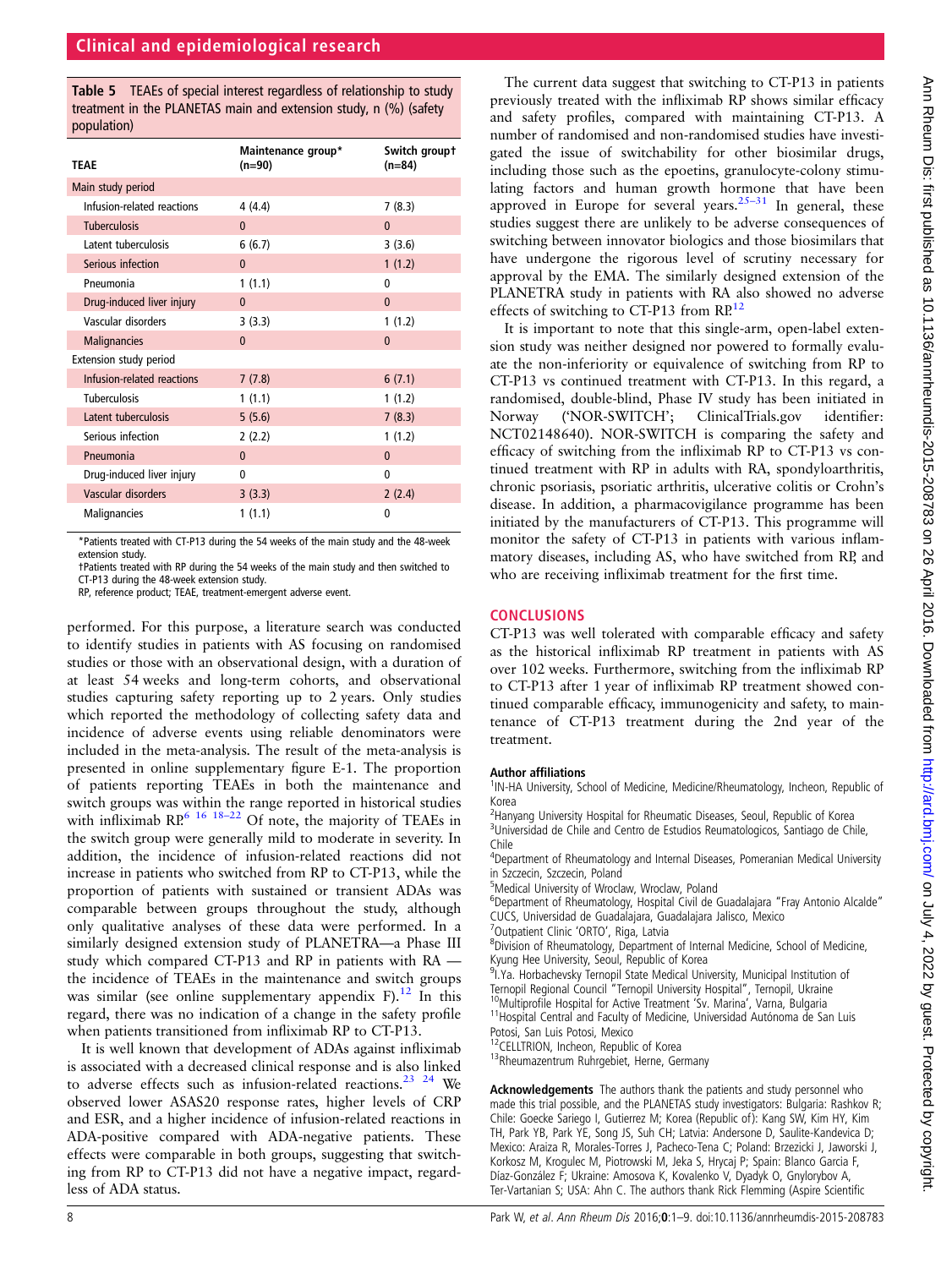**Table 5** TEAEs of special interest regardless of relationship to study treatment in the PLANETAS main and extension study, n (%) (safety population)

| TEAE | Maintenance group* (n=90) | Switch group† (n=84) |
|---|---|---|
| Main study period | | |
| Infusion-related reactions | 4 (4.4) | 7 (8.3) |
| Tuberculosis | 0 | 0 |
| Latent tuberculosis | 6 (6.7) | 3 (3.6) |
| Serious infection | 0 | 1 (1.2) |
| Pneumonia | 1 (1.1) | 0 |
| Drug-induced liver injury | 0 | 0 |
| Vascular disorders | 3 (3.3) | 1 (1.2) |
| Malignancies | 0 | 0 |
| Extension study period | | |
| Infusion-related reactions | 7 (7.8) | 6 (7.1) |
| Tuberculosis | 1 (1.1) | 1 (1.2) |
| Latent tuberculosis | 5 (5.6) | 7 (8.3) |
| Serious infection | 2 (2.2) | 1 (1.2) |
| Pneumonia | 0 | 0 |
| Drug-induced liver injury | 0 | 0 |
| Vascular disorders | 3 (3.3) | 2 (2.4) |
| Malignancies | 1 (1.1) | 0 |

*Patients treated with CT-P13 during the 54 weeks of the main study and the 48-week extension study.
†Patients treated with RP during the 54 weeks of the main study and then switched to CT-P13 during the 48-week extension study.
RP, reference product; TEAE, treatment-emergent adverse event.

performed. For this purpose, a literature search was conducted to identify studies in patients with AS focusing on randomised studies or those with an observational design, with a duration of at least 54 weeks and long-term cohorts, and observational studies capturing safety reporting up to 2 years. Only studies which reported the methodology of collecting safety data and incidence of adverse events using reliable denominators were included in the meta-analysis. The result of the meta-analysis is presented in online supplementary figure E-1. The proportion of patients reporting TEAEs in both the maintenance and switch groups was within the range reported in historical studies with infliximab RP.[6 16 18–22] Of note, the majority of TEAEs in the switch group were generally mild to moderate in severity. In addition, the incidence of infusion-related reactions did not increase in patients who switched from RP to CT-P13, while the proportion of patients with sustained or transient ADAs was comparable between groups throughout the study, although only qualitative analyses of these data were performed. In a similarly designed extension study of PLANETRA—a Phase III study which compared CT-P13 and RP in patients with RA — the incidence of TEAEs in the maintenance and switch groups was similar (see online supplementary appendix F).[12] In this regard, there was no indication of a change in the safety profile when patients transitioned from infliximab RP to CT-P13.

It is well known that development of ADAs against infliximab is associated with a decreased clinical response and is also linked to adverse effects such as infusion-related reactions.[23 24] We observed lower ASAS20 response rates, higher levels of CRP and ESR, and a higher incidence of infusion-related reactions in ADA-positive compared with ADA-negative patients. These effects were comparable in both groups, suggesting that switching from RP to CT-P13 did not have a negative impact, regardless of ADA status.

The current data suggest that switching to CT-P13 in patients previously treated with the infliximab RP shows similar efficacy and safety profiles, compared with maintaining CT-P13. A number of randomised and non-randomised studies have investigated the issue of switchability for other biosimilar drugs, including those such as the epoetins, granulocyte-colony stimulating factors and human growth hormone that have been approved in Europe for several years.[25–31] In general, these studies suggest there are unlikely to be adverse consequences of switching between innovator biologics and those biosimilars that have undergone the rigorous level of scrutiny necessary for approval by the EMA. The similarly designed extension of the PLANETRA study in patients with RA also showed no adverse effects of switching to CT-P13 from RP.[12]

It is important to note that this single-arm, open-label extension study was neither designed nor powered to formally evaluate the non-inferiority or equivalence of switching from RP to CT-P13 vs continued treatment with CT-P13. In this regard, a randomised, double-blind, Phase IV study has been initiated in Norway ('NOR-SWITCH'; ClinicalTrials.gov identifier: NCT02148640). NOR-SWITCH is comparing the safety and efficacy of switching from the infliximab RP to CT-P13 vs continued treatment with RP in adults with RA, spondyloarthritis, chronic psoriasis, psoriatic arthritis, ulcerative colitis or Crohn's disease. In addition, a pharmacovigilance programme has been initiated by the manufacturers of CT-P13. This programme will monitor the safety of CT-P13 in patients with various inflammatory diseases, including AS, who have switched from RP, and who are receiving infliximab treatment for the first time.

## CONCLUSIONS

CT-P13 was well tolerated with comparable efficacy and safety as the historical infliximab RP treatment in patients with AS over 102 weeks. Furthermore, switching from the infliximab RP to CT-P13 after 1 year of infliximab RP treatment showed continued comparable efficacy, immunogenicity and safety, to maintenance of CT-P13 treatment during the 2nd year of the treatment.

#### Author affiliations

[1]IN-HA University, School of Medicine, Medicine/Rheumatology, Incheon, Republic of Korea
[2]Hanyang University Hospital for Rheumatic Diseases, Seoul, Republic of Korea
[3]Universidad de Chile and Centro de Estudios Reumatologicos, Santiago de Chile, Chile
[4]Department of Rheumatology and Internal Diseases, Pomeranian Medical University in Szczecin, Szczecin, Poland
[5]Medical University of Wroclaw, Wroclaw, Poland
[6]Department of Rheumatology, Hospital Civil de Guadalajara "Fray Antonio Alcalde" CUCS, Universidad de Guadalajara, Guadalajara Jalisco, Mexico
[7]Outpatient Clinic 'ORTO', Riga, Latvia
[8]Division of Rheumatology, Department of Internal Medicine, School of Medicine, Kyung Hee University, Seoul, Republic of Korea
[9]I.Ya. Horbachevsky Ternopil State Medical University, Municipal Institution of Ternopil Regional Council "Ternopil University Hospital", Ternopil, Ukraine
[10]Multiprofile Hospital for Active Treatment 'Sv. Marina', Varna, Bulgaria
[11]Hospital Central and Faculty of Medicine, Universidad Autónoma de San Luis Potosi, San Luis Potosi, Mexico
[12]CELLTRION, Incheon, Republic of Korea
[13]Rheumazentrum Ruhrgebiet, Herne, Germany

**Acknowledgements** The authors thank the patients and study personnel who made this trial possible, and the PLANETAS study investigators: Bulgaria: Rashkov R; Chile: Goecke Sariego I, Gutierrez M; Korea (Republic of): Kang SW, Kim HY, Kim TH, Park YB, Park YE, Song JS, Suh CH; Latvia: Andersone D, Saulite-Kandevica D; Mexico: Araiza R, Morales-Torres J, Pacheco-Tena C; Poland: Brzezicki J, Jaworski J, Korkosz M, Krogulec M, Piotrowski M, Jeka S, Hrycaj P; Spain: Blanco Garcia F, Díaz-González F; Ukraine: Amosova K, Kovalenko V, Dyadyk O, Gnylorybov A, Ter-Vartanian S; USA: Ahn C. The authors thank Rick Flemming (Aspire Scientific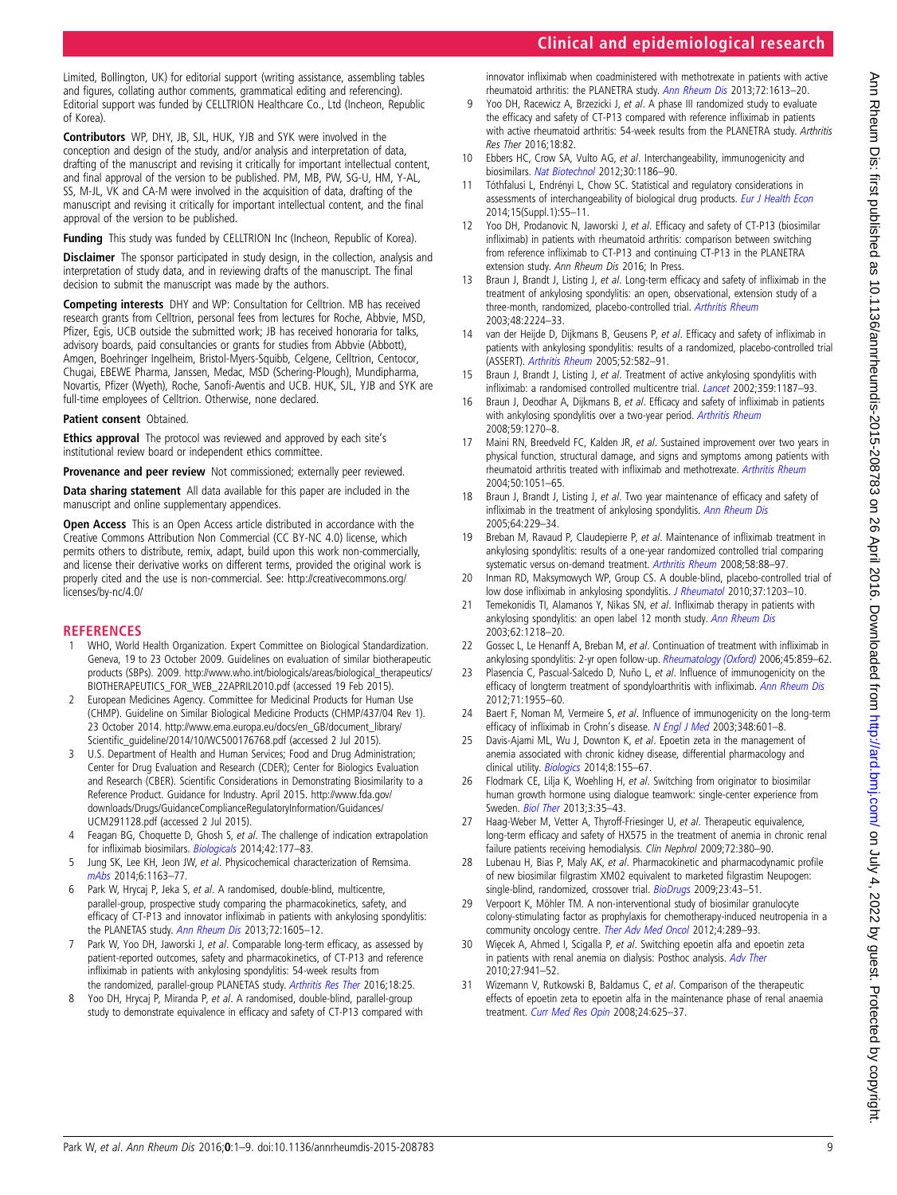Limited, Bollington, UK) for editorial support (writing assistance, assembling tables and figures, collating author comments, grammatical editing and referencing). Editorial support was funded by CELLTRION Healthcare Co., Ltd (Incheon, Republic of Korea).

**Contributors** WP, DHY, JB, SJL, HUK, YJB and SYK were involved in the conception and design of the study, and/or analysis and interpretation of data, drafting of the manuscript and revising it critically for important intellectual content, and final approval of the version to be published. PM, MB, PW, SG-U, HM, Y-AL, SS, M-JL, VK and CA-M were involved in the acquisition of data, drafting of the manuscript and revising it critically for important intellectual content, and the final approval of the version to be published.

**Funding** This study was funded by CELLTRION Inc (Incheon, Republic of Korea).

**Disclaimer** The sponsor participated in study design, in the collection, analysis and interpretation of study data, and in reviewing drafts of the manuscript. The final decision to submit the manuscript was made by the authors.

**Competing interests** DHY and WP: Consultation for Celltrion. MB has received research grants from Celltrion, personal fees from lectures for Roche, Abbvie, MSD, Pfizer, Egis, UCB outside the submitted work; JB has received honoraria for talks, advisory boards, paid consultancies or grants for studies from Abbvie (Abbott), Amgen, Boehringer Ingelheim, Bristol-Myers-Squibb, Celgene, Celltrion, Centocor, Chugai, EBEWE Pharma, Janssen, Medac, MSD (Schering-Plough), Mundipharma, Novartis, Pfizer (Wyeth), Roche, Sanofi-Aventis and UCB. HUK, SJL, YJB and SYK are full-time employees of Celltrion. Otherwise, none declared.

**Patient consent** Obtained.

**Ethics approval** The protocol was reviewed and approved by each site's institutional review board or independent ethics committee.

**Provenance and peer review** Not commissioned; externally peer reviewed.

**Data sharing statement** All data available for this paper are included in the manuscript and online supplementary appendices.

**Open Access** This is an Open Access article distributed in accordance with the Creative Commons Attribution Non Commercial (CC BY-NC 4.0) license, which permits others to distribute, remix, adapt, build upon this work non-commercially, and license their derivative works on different terms, provided the original work is properly cited and the use is non-commercial. See: http://creativecommons.org/licenses/by-nc/4.0/

## REFERENCES

1. WHO, World Health Organization. Expert Committee on Biological Standardization. Geneva, 19 to 23 October 2009. Guidelines on evaluation of similar biotherapeutic products (SBPs). 2009. http://www.who.int/biologicals/areas/biological_therapeutics/BIOTHERAPEUTICS_FOR_WEB_22APRIL2010.pdf (accessed 19 Feb 2015).
2. European Medicines Agency. Committee for Medicinal Products for Human Use (CHMP). Guideline on Similar Biological Medicine Products (CHMP/437/04 Rev 1). 23 October 2014. http://www.ema.europa.eu/docs/en_GB/document_library/Scientific_guideline/2014/10/WC500176768.pdf (accessed 2 Jul 2015).
3. U.S. Department of Health and Human Services; Food and Drug Administration; Center for Drug Evaluation and Research (CDER); Center for Biologics Evaluation and Research (CBER). Scientific Considerations in Demonstrating Biosimilarity to a Reference Product. Guidance for Industry. April 2015. http://www.fda.gov/downloads/Drugs/GuidanceComplianceRegulatoryInformation/Guidances/UCM291128.pdf (accessed 2 Jul 2015).
4. Feagan BG, Choquette D, Ghosh S, et al. The challenge of indication extrapolation for infliximab biosimilars. *Biologicals* 2014;42:177–83.
5. Jung SK, Lee KH, Jeon JW, et al. Physicochemical characterization of Remsima. *mAbs* 2014;6:1163–77.
6. Park W, Hrycaj P, Jeka S, et al. A randomised, double-blind, multicentre, parallel-group, prospective study comparing the pharmacokinetics, safety, and efficacy of CT-P13 and innovator infliximab in patients with ankylosing spondylitis: the PLANETAS study. *Ann Rheum Dis* 2013;72:1605–12.
7. Park W, Yoo DH, Jaworski J, et al. Comparable long-term efficacy, as assessed by patient-reported outcomes, safety and pharmacokinetics, of CT-P13 and reference infliximab in patients with ankylosing spondylitis: 54-week results from the randomized, parallel-group PLANETAS study. *Arthritis Res Ther* 2016;18:25.
8. Yoo DH, Hrycaj P, Miranda P, et al. A randomised, double-blind, parallel-group study to demonstrate equivalence in efficacy and safety of CT-P13 compared with innovator infliximab when coadministered with methotrexate in patients with active rheumatoid arthritis: the PLANETRA study. *Ann Rheum Dis* 2013;72:1613–20.
9. Yoo DH, Racewicz A, Brzezicki J, et al. A phase III randomized study to evaluate the efficacy and safety of CT-P13 compared with reference infliximab in patients with active rheumatoid arthritis: 54-week results from the PLANETRA study. *Arthritis Res Ther* 2016;18:82.
10. Ebbers HC, Crow SA, Vulto AG, et al. Interchangeability, immunogenicity and biosimilars. *Nat Biotechnol* 2012;30:1186–90.
11. Tóthfalusi L, Endrényi L, Chow SC. Statistical and regulatory considerations in assessments of interchangeability of biological drug products. *Eur J Health Econ* 2014;15(Suppl.1):S5–11.
12. Yoo DH, Prodanovic N, Jaworski J, et al. Efficacy and safety of CT-P13 (biosimilar infliximab) in patients with rheumatoid arthritis: comparison between switching from reference infliximab to CT-P13 and continuing CT-P13 in the PLANETRA extension study. *Ann Rheum Dis* 2016; In Press.
13. Braun J, Brandt J, Listing J, et al. Long-term efficacy and safety of infliximab in the treatment of ankylosing spondylitis: an open, observational, extension study of a three-month, randomized, placebo-controlled trial. *Arthritis Rheum* 2003;48:2224–33.
14. van der Heijde D, Dijkmans B, Geusens P, et al. Efficacy and safety of infliximab in patients with ankylosing spondylitis: results of a randomized, placebo-controlled trial (ASSERT). *Arthritis Rheum* 2005;52:582–91.
15. Braun J, Brandt J, Listing J, et al. Treatment of active ankylosing spondylitis with infliximab: a randomised controlled multicentre trial. *Lancet* 2002;359:1187–93.
16. Braun J, Deodhar A, Dijkmans B, et al. Efficacy and safety of infliximab in patients with ankylosing spondylitis over a two-year period. *Arthritis Rheum* 2008;59:1270–8.
17. Maini RN, Breedveld FC, Kalden JR, et al. Sustained improvement over two years in physical function, structural damage, and signs and symptoms among patients with rheumatoid arthritis treated with infliximab and methotrexate. *Arthritis Rheum* 2004;50:1051–65.
18. Braun J, Brandt J, Listing J, et al. Two year maintenance of efficacy and safety of infliximab in the treatment of ankylosing spondylitis. *Ann Rheum Dis* 2005;64:229–34.
19. Breban M, Ravaud P, Claudepierre P, et al. Maintenance of infliximab treatment in ankylosing spondylitis: results of a one-year randomized controlled trial comparing systematic versus on-demand treatment. *Arthritis Rheum* 2008;58:88–97.
20. Inman RD, Maksymowych WP, Group CS. A double-blind, placebo-controlled trial of low dose infliximab in ankylosing spondylitis. *J Rheumatol* 2010;37:1203–10.
21. Temekonidis TI, Alamanos Y, Nikas SN, et al. Infliximab therapy in patients with ankylosing spondylitis: an open label 12 month study. *Ann Rheum Dis* 2003;62:1218–20.
22. Gossec L, Le Henanff A, Breban M, et al. Continuation of treatment with infliximab in ankylosing spondylitis: 2-yr open follow-up. *Rheumatology (Oxford)* 2006;45:859–62.
23. Plasencia C, Pascual-Salcedo D, Nuño L, et al. Influence of immunogenicity on the efficacy of longterm treatment of spondyloarthritis with infliximab. *Ann Rheum Dis* 2012;71:1955–60.
24. Baert F, Noman M, Vermeire S, et al. Influence of immunogenicity on the long-term efficacy of infliximab in Crohn's disease. *N Engl J Med* 2003;348:601–8.
25. Davis-Ajami ML, Wu J, Downton K, et al. Epoetin zeta in the management of anemia associated with chronic kidney disease, differential pharmacology and clinical utility. *Biologics* 2014;8:155–67.
26. Flodmark CE, Lilja K, Woehling H, et al. Switching from originator to biosimilar human growth hormone using dialogue teamwork: single-center experience from Sweden. *Biol Ther* 2013;3:35–43.
27. Haag-Weber M, Vetter A, Thyroff-Friesinger U, et al. Therapeutic equivalence, long-term efficacy and safety of HX575 in the treatment of anemia in chronic renal failure patients receiving hemodialysis. *Clin Nephrol* 2009;72:380–90.
28. Lubenau H, Bias P, Maly AK, et al. Pharmacokinetic and pharmacodynamic profile of new biosimilar filgrastim XM02 equivalent to marketed filgrastim Neupogen: single-blind, randomized, crossover trial. *BioDrugs* 2009;23:43–51.
29. Verpoort K, Möhler TM. A non-interventional study of biosimilar granulocyte colony-stimulating factor as prophylaxis for chemotherapy-induced neutropenia in a community oncology centre. *Ther Adv Med Oncol* 2012;4:289–93.
30. Więcek A, Ahmed I, Scigalla P, et al. Switching epoetin alfa and epoetin zeta in patients with renal anemia on dialysis: Posthoc analysis. *Adv Ther* 2010;27:941–52.
31. Wizemann V, Rutkowski B, Baldamus C, et al. Comparison of the therapeutic effects of epoetin zeta to epoetin alfa in the maintenance phase of renal anaemia treatment. *Curr Med Res Opin* 2008;24:625–37.